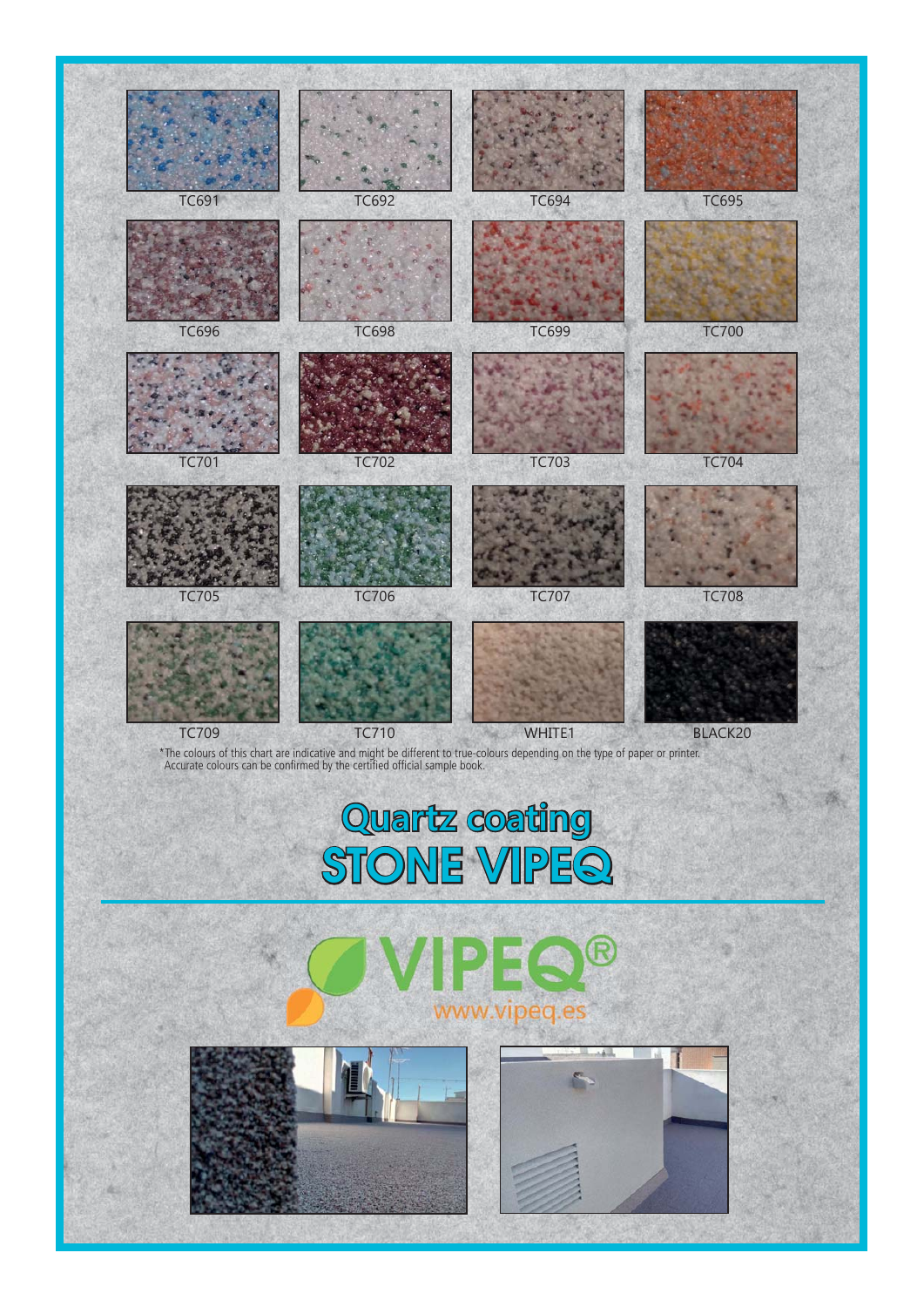TC691 TC692 TC694 TC695

TC696 TC698 TC699 TC700

TC701 TC702 TC703 TC704

TC705 TC706 TC707 TC708

TC709 TC710 WHITE1 BLACK20

*The colours of this chart are indicative and might be different to true-colours depending on the type of paper or printer.
Accurate colours can be confirmed by the certified official sample book.

# Quartz coating
# STONE VIPEQ

VIPEQ®
www.vipeq.es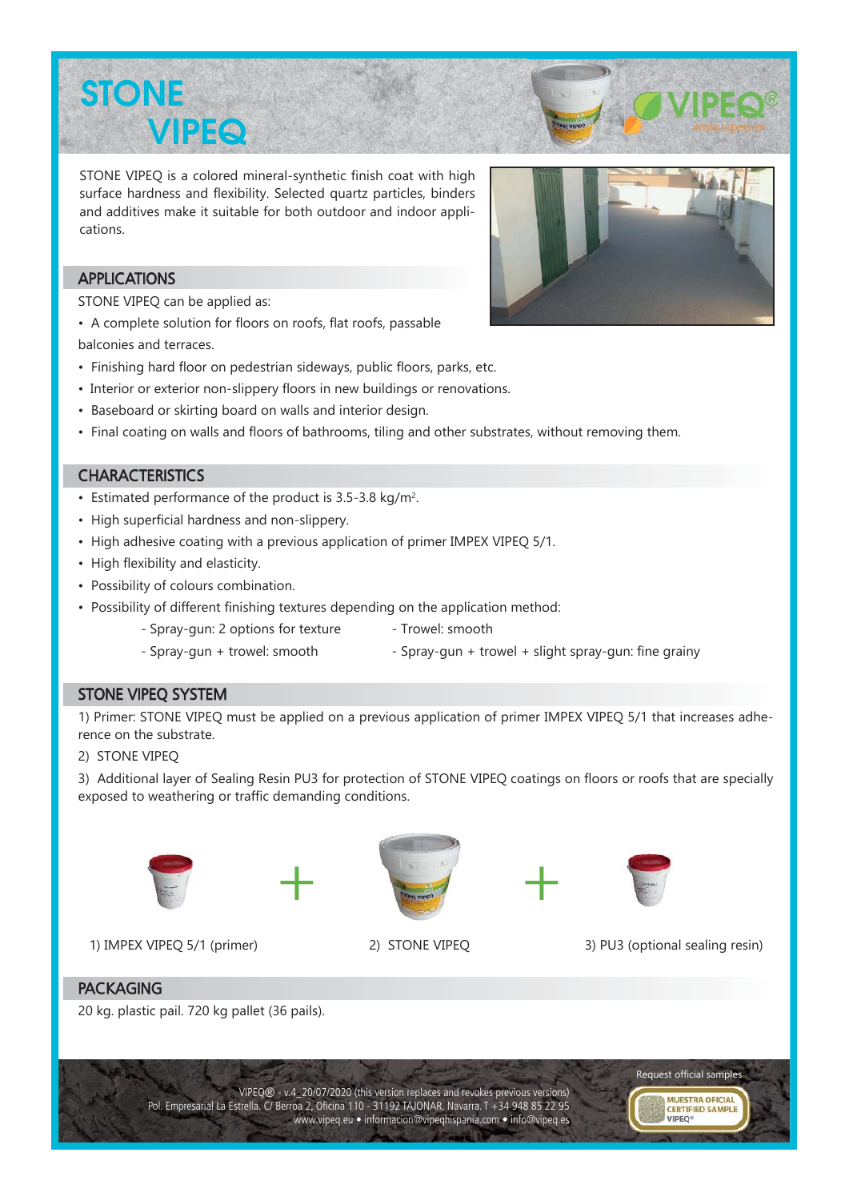# STONE VIPEQ

STONE VIPEQ is a colored mineral-synthetic finish coat with high surface hardness and flexibility. Selected quartz particles, binders and additives make it suitable for both outdoor and indoor applications.

## APPLICATIONS

STONE VIPEQ can be applied as:

- A complete solution for floors on roofs, flat roofs, passable balconies and terraces.
- Finishing hard floor on pedestrian sideways, public floors, parks, etc.
- Interior or exterior non-slippery floors in new buildings or renovations.
- Baseboard or skirting board on walls and interior design.
- Final coating on walls and floors of bathrooms, tiling and other substrates, without removing them.

## CHARACTERISTICS

- Estimated performance of the product is 3.5-3.8 kg/m$^2$.
- High superficial hardness and non-slippery.
- High adhesive coating with a previous application of primer IMPEX VIPEQ 5/1.
- High flexibility and elasticity.
- Possibility of colours combination.
- Possibility of different finishing textures depending on the application method:
  - Spray-gun: 2 options for texture
  - Trowel: smooth
  - Spray-gun + trowel: smooth
  - Spray-gun + trowel + slight spray-gun: fine grainy

## STONE VIPEQ SYSTEM

1) Primer: STONE VIPEQ must be applied on a previous application of primer IMPEX VIPEQ 5/1 that increases adherence on the substrate.

2) STONE VIPEQ

3) Additional layer of Sealing Resin PU3 for protection of STONE VIPEQ coatings on floors or roofs that are specially exposed to weathering or traffic demanding conditions.

1) IMPEX VIPEQ 5/1 (primer) + 2) STONE VIPEQ + 3) PU3 (optional sealing resin)

## PACKAGING

20 kg. plastic pail. 720 kg pallet (36 pails).

VIPEQ® - v.4_20/07/2020 (this version replaces and revokes previous versions)
Pol. Empresarial La Estrella. C/ Berroa 2, Oficina 110 - 31192 TAJONAR. Navarra. T +34 948 85 22 95
www.vipeq.eu • informacion@vipeqhispania.com • info@vipeq.es

Request official samples